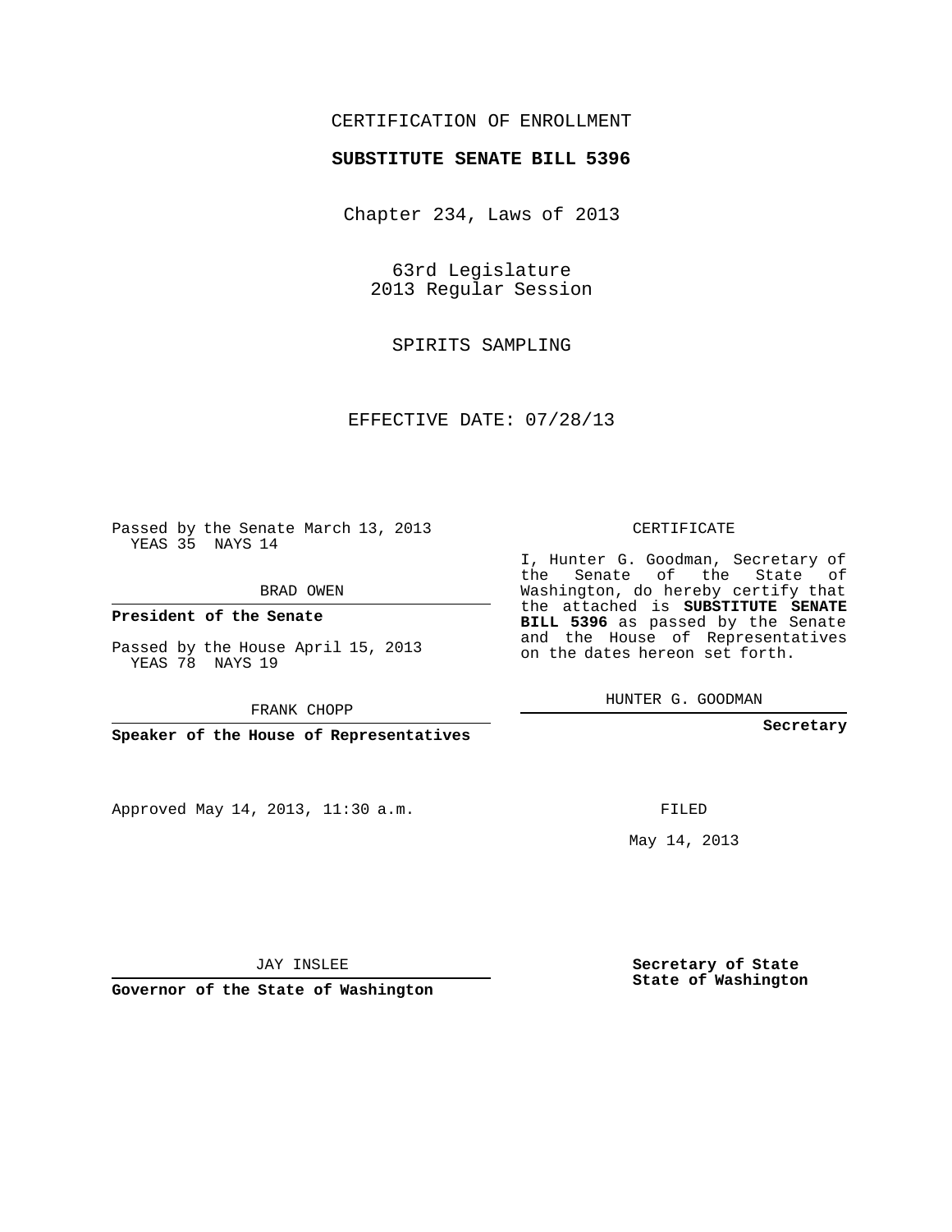CERTIFICATION OF ENROLLMENT

**SUBSTITUTE SENATE BILL 5396**

Chapter 234, Laws of 2013

63rd Legislature
2013 Regular Session

SPIRITS SAMPLING

EFFECTIVE DATE: 07/28/13

Passed by the Senate March 13, 2013
YEAS 35 NAYS 14

BRAD OWEN

**President of the Senate**

Passed by the House April 15, 2013
YEAS 78 NAYS 19

FRANK CHOPP

**Speaker of the House of Representatives**

CERTIFICATE

I, Hunter G. Goodman, Secretary of the Senate of the State of Washington, do hereby certify that the attached is **SUBSTITUTE SENATE BILL 5396** as passed by the Senate and the House of Representatives on the dates hereon set forth.

HUNTER G. GOODMAN

**Secretary**

Approved May 14, 2013, 11:30 a.m.

FILED

May 14, 2013

JAY INSLEE

**Governor of the State of Washington**

**Secretary of State**
**State of Washington**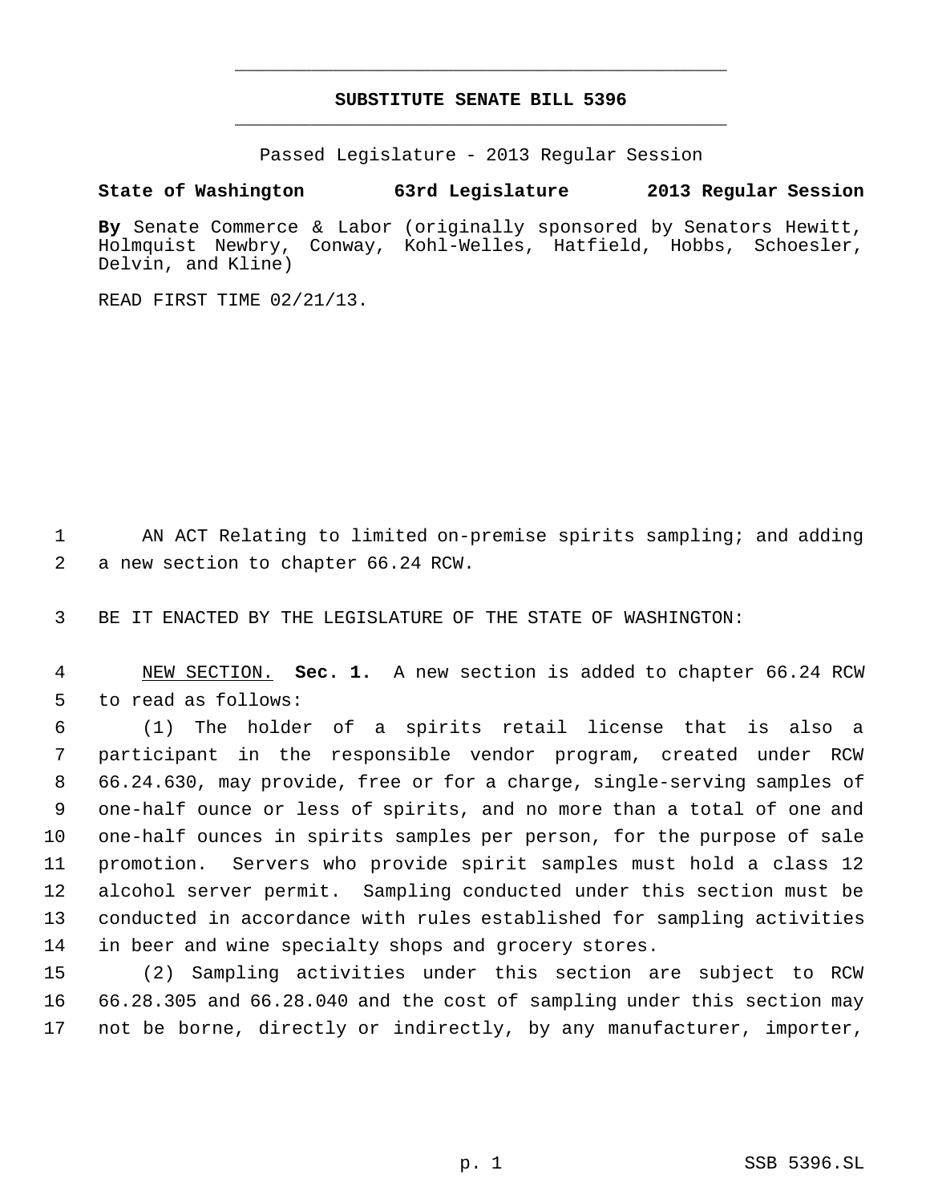# SUBSTITUTE SENATE BILL 5396

Passed Legislature - 2013 Regular Session

**State of Washington 63rd Legislature 2013 Regular Session**

**By** Senate Commerce & Labor (originally sponsored by Senators Hewitt, Holmquist Newbry, Conway, Kohl-Welles, Hatfield, Hobbs, Schoesler, Delvin, and Kline)

READ FIRST TIME 02/21/13.

AN ACT Relating to limited on-premise spirits sampling; and adding a new section to chapter 66.24 RCW.

BE IT ENACTED BY THE LEGISLATURE OF THE STATE OF WASHINGTON:

NEW SECTION. **Sec. 1.** A new section is added to chapter 66.24 RCW to read as follows:

(1) The holder of a spirits retail license that is also a participant in the responsible vendor program, created under RCW 66.24.630, may provide, free or for a charge, single-serving samples of one-half ounce or less of spirits, and no more than a total of one and one-half ounces in spirits samples per person, for the purpose of sale promotion. Servers who provide spirit samples must hold a class 12 alcohol server permit. Sampling conducted under this section must be conducted in accordance with rules established for sampling activities in beer and wine specialty shops and grocery stores.

(2) Sampling activities under this section are subject to RCW 66.28.305 and 66.28.040 and the cost of sampling under this section may not be borne, directly or indirectly, by any manufacturer, importer,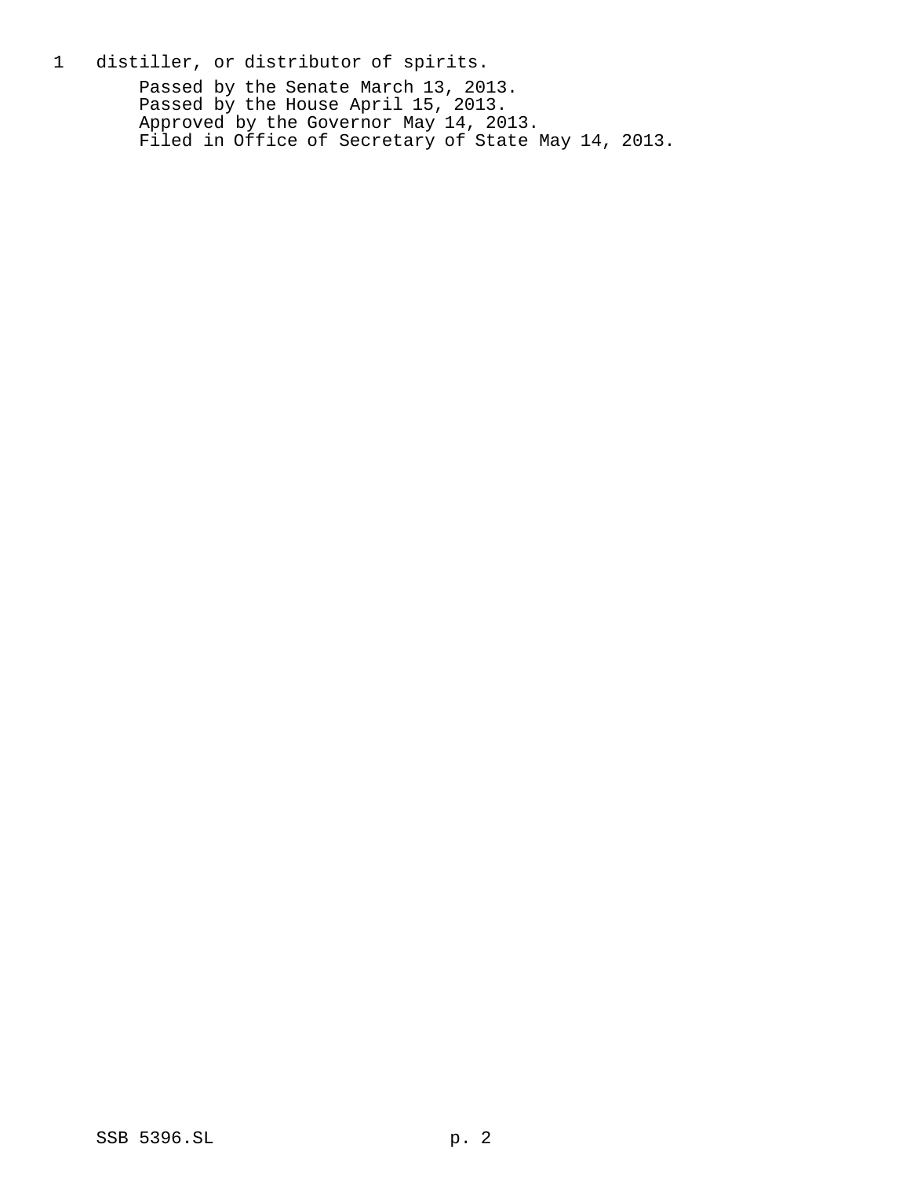distiller, or distributor of spirits.

Passed by the Senate March 13, 2013.
Passed by the House April 15, 2013.
Approved by the Governor May 14, 2013.
Filed in Office of Secretary of State May 14, 2013.